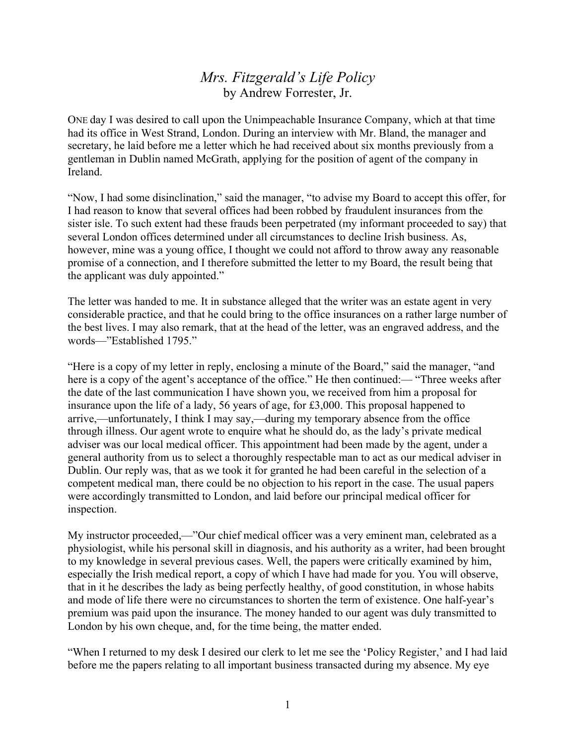# *Mrs. Fitzgerald's Life Policy*
by Andrew Forrester, Jr.

ONE day I was desired to call upon the Unimpeachable Insurance Company, which at that time had its office in West Strand, London. During an interview with Mr. Bland, the manager and secretary, he laid before me a letter which he had received about six months previously from a gentleman in Dublin named McGrath, applying for the position of agent of the company in Ireland.

"Now, I had some disinclination," said the manager, "to advise my Board to accept this offer, for I had reason to know that several offices had been robbed by fraudulent insurances from the sister isle. To such extent had these frauds been perpetrated (my informant proceeded to say) that several London offices determined under all circumstances to decline Irish business. As, however, mine was a young office, I thought we could not afford to throw away any reasonable promise of a connection, and I therefore submitted the letter to my Board, the result being that the applicant was duly appointed."

The letter was handed to me. It in substance alleged that the writer was an estate agent in very considerable practice, and that he could bring to the office insurances on a rather large number of the best lives. I may also remark, that at the head of the letter, was an engraved address, and the words—"Established 1795."

"Here is a copy of my letter in reply, enclosing a minute of the Board," said the manager, "and here is a copy of the agent's acceptance of the office." He then continued:— "Three weeks after the date of the last communication I have shown you, we received from him a proposal for insurance upon the life of a lady, 56 years of age, for £3,000. This proposal happened to arrive,—unfortunately, I think I may say,—during my temporary absence from the office through illness. Our agent wrote to enquire what he should do, as the lady's private medical adviser was our local medical officer. This appointment had been made by the agent, under a general authority from us to select a thoroughly respectable man to act as our medical adviser in Dublin. Our reply was, that as we took it for granted he had been careful in the selection of a competent medical man, there could be no objection to his report in the case. The usual papers were accordingly transmitted to London, and laid before our principal medical officer for inspection.

My instructor proceeded,—"Our chief medical officer was a very eminent man, celebrated as a physiologist, while his personal skill in diagnosis, and his authority as a writer, had been brought to my knowledge in several previous cases. Well, the papers were critically examined by him, especially the Irish medical report, a copy of which I have had made for you. You will observe, that in it he describes the lady as being perfectly healthy, of good constitution, in whose habits and mode of life there were no circumstances to shorten the term of existence. One half-year's premium was paid upon the insurance. The money handed to our agent was duly transmitted to London by his own cheque, and, for the time being, the matter ended.

"When I returned to my desk I desired our clerk to let me see the 'Policy Register,' and I had laid before me the papers relating to all important business transacted during my absence. My eye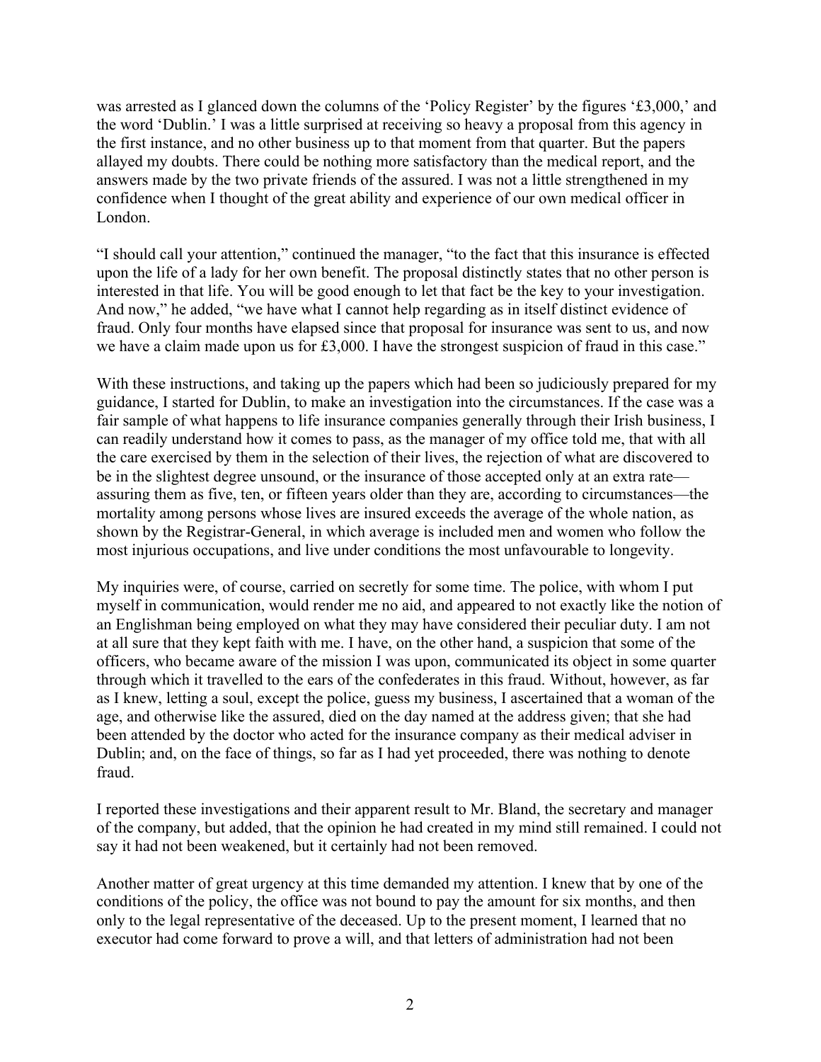was arrested as I glanced down the columns of the 'Policy Register' by the figures '£3,000,' and the word 'Dublin.' I was a little surprised at receiving so heavy a proposal from this agency in the first instance, and no other business up to that moment from that quarter. But the papers allayed my doubts. There could be nothing more satisfactory than the medical report, and the answers made by the two private friends of the assured. I was not a little strengthened in my confidence when I thought of the great ability and experience of our own medical officer in London.

"I should call your attention," continued the manager, "to the fact that this insurance is effected upon the life of a lady for her own benefit. The proposal distinctly states that no other person is interested in that life. You will be good enough to let that fact be the key to your investigation. And now," he added, "we have what I cannot help regarding as in itself distinct evidence of fraud. Only four months have elapsed since that proposal for insurance was sent to us, and now we have a claim made upon us for £3,000. I have the strongest suspicion of fraud in this case."

With these instructions, and taking up the papers which had been so judiciously prepared for my guidance, I started for Dublin, to make an investigation into the circumstances. If the case was a fair sample of what happens to life insurance companies generally through their Irish business, I can readily understand how it comes to pass, as the manager of my office told me, that with all the care exercised by them in the selection of their lives, the rejection of what are discovered to be in the slightest degree unsound, or the insurance of those accepted only at an extra rate—assuring them as five, ten, or fifteen years older than they are, according to circumstances—the mortality among persons whose lives are insured exceeds the average of the whole nation, as shown by the Registrar-General, in which average is included men and women who follow the most injurious occupations, and live under conditions the most unfavourable to longevity.

My inquiries were, of course, carried on secretly for some time. The police, with whom I put myself in communication, would render me no aid, and appeared to not exactly like the notion of an Englishman being employed on what they may have considered their peculiar duty. I am not at all sure that they kept faith with me. I have, on the other hand, a suspicion that some of the officers, who became aware of the mission I was upon, communicated its object in some quarter through which it travelled to the ears of the confederates in this fraud. Without, however, as far as I knew, letting a soul, except the police, guess my business, I ascertained that a woman of the age, and otherwise like the assured, died on the day named at the address given; that she had been attended by the doctor who acted for the insurance company as their medical adviser in Dublin; and, on the face of things, so far as I had yet proceeded, there was nothing to denote fraud.

I reported these investigations and their apparent result to Mr. Bland, the secretary and manager of the company, but added, that the opinion he had created in my mind still remained. I could not say it had not been weakened, but it certainly had not been removed.

Another matter of great urgency at this time demanded my attention. I knew that by one of the conditions of the policy, the office was not bound to pay the amount for six months, and then only to the legal representative of the deceased. Up to the present moment, I learned that no executor had come forward to prove a will, and that letters of administration had not been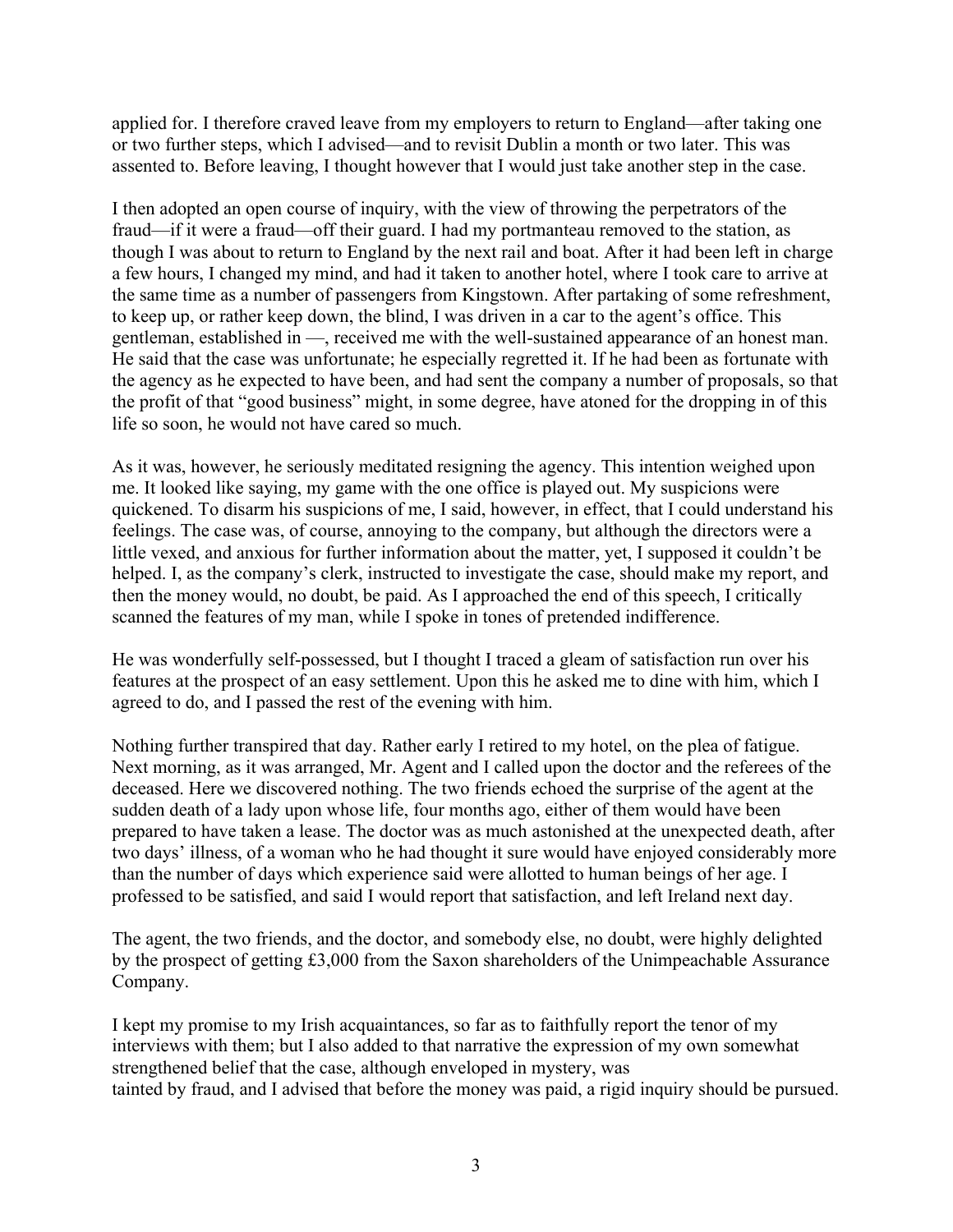applied for. I therefore craved leave from my employers to return to England—after taking one or two further steps, which I advised—and to revisit Dublin a month or two later. This was assented to. Before leaving, I thought however that I would just take another step in the case.

I then adopted an open course of inquiry, with the view of throwing the perpetrators of the fraud—if it were a fraud—off their guard. I had my portmanteau removed to the station, as though I was about to return to England by the next rail and boat. After it had been left in charge a few hours, I changed my mind, and had it taken to another hotel, where I took care to arrive at the same time as a number of passengers from Kingstown. After partaking of some refreshment, to keep up, or rather keep down, the blind, I was driven in a car to the agent's office. This gentleman, established in —, received me with the well-sustained appearance of an honest man. He said that the case was unfortunate; he especially regretted it. If he had been as fortunate with the agency as he expected to have been, and had sent the company a number of proposals, so that the profit of that "good business" might, in some degree, have atoned for the dropping in of this life so soon, he would not have cared so much.

As it was, however, he seriously meditated resigning the agency. This intention weighed upon me. It looked like saying, my game with the one office is played out. My suspicions were quickened. To disarm his suspicions of me, I said, however, in effect, that I could understand his feelings. The case was, of course, annoying to the company, but although the directors were a little vexed, and anxious for further information about the matter, yet, I supposed it couldn't be helped. I, as the company's clerk, instructed to investigate the case, should make my report, and then the money would, no doubt, be paid. As I approached the end of this speech, I critically scanned the features of my man, while I spoke in tones of pretended indifference.

He was wonderfully self-possessed, but I thought I traced a gleam of satisfaction run over his features at the prospect of an easy settlement. Upon this he asked me to dine with him, which I agreed to do, and I passed the rest of the evening with him.

Nothing further transpired that day. Rather early I retired to my hotel, on the plea of fatigue. Next morning, as it was arranged, Mr. Agent and I called upon the doctor and the referees of the deceased. Here we discovered nothing. The two friends echoed the surprise of the agent at the sudden death of a lady upon whose life, four months ago, either of them would have been prepared to have taken a lease. The doctor was as much astonished at the unexpected death, after two days' illness, of a woman who he had thought it sure would have enjoyed considerably more than the number of days which experience said were allotted to human beings of her age. I professed to be satisfied, and said I would report that satisfaction, and left Ireland next day.

The agent, the two friends, and the doctor, and somebody else, no doubt, were highly delighted by the prospect of getting £3,000 from the Saxon shareholders of the Unimpeachable Assurance Company.

I kept my promise to my Irish acquaintances, so far as to faithfully report the tenor of my interviews with them; but I also added to that narrative the expression of my own somewhat strengthened belief that the case, although enveloped in mystery, was tainted by fraud, and I advised that before the money was paid, a rigid inquiry should be pursued.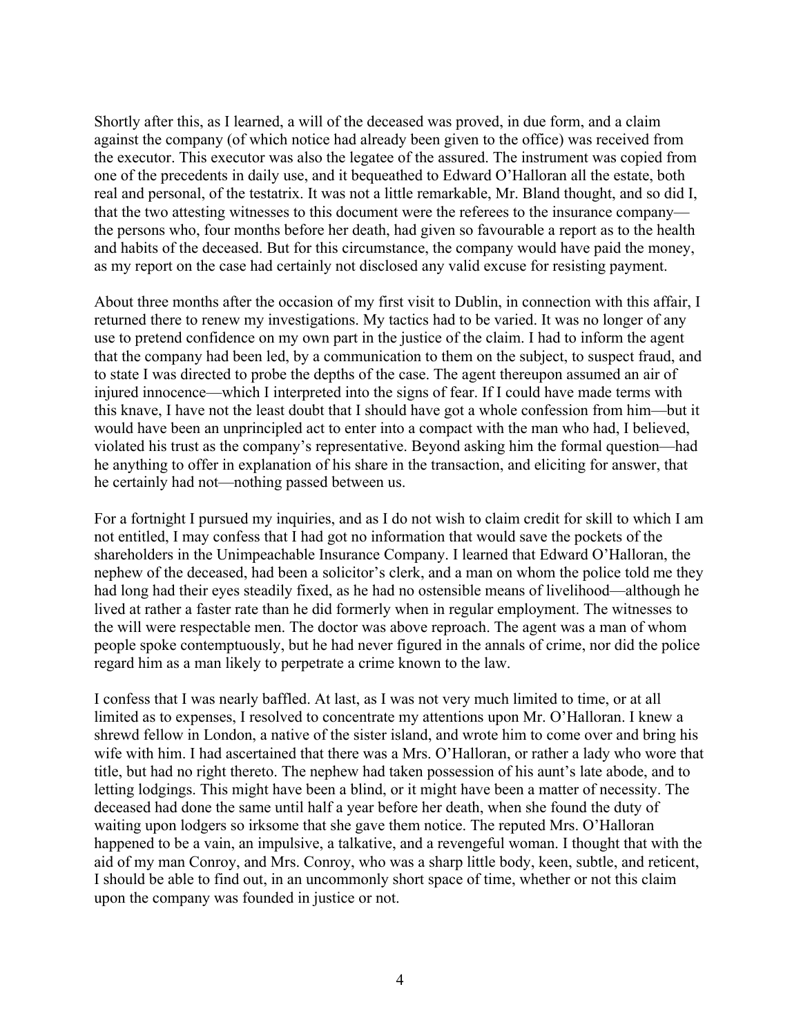Shortly after this, as I learned, a will of the deceased was proved, in due form, and a claim against the company (of which notice had already been given to the office) was received from the executor. This executor was also the legatee of the assured. The instrument was copied from one of the precedents in daily use, and it bequeathed to Edward O'Halloran all the estate, both real and personal, of the testatrix. It was not a little remarkable, Mr. Bland thought, and so did I, that the two attesting witnesses to this document were the referees to the insurance company—the persons who, four months before her death, had given so favourable a report as to the health and habits of the deceased. But for this circumstance, the company would have paid the money, as my report on the case had certainly not disclosed any valid excuse for resisting payment.

About three months after the occasion of my first visit to Dublin, in connection with this affair, I returned there to renew my investigations. My tactics had to be varied. It was no longer of any use to pretend confidence on my own part in the justice of the claim. I had to inform the agent that the company had been led, by a communication to them on the subject, to suspect fraud, and to state I was directed to probe the depths of the case. The agent thereupon assumed an air of injured innocence—which I interpreted into the signs of fear. If I could have made terms with this knave, I have not the least doubt that I should have got a whole confession from him—but it would have been an unprincipled act to enter into a compact with the man who had, I believed, violated his trust as the company's representative. Beyond asking him the formal question—had he anything to offer in explanation of his share in the transaction, and eliciting for answer, that he certainly had not—nothing passed between us.

For a fortnight I pursued my inquiries, and as I do not wish to claim credit for skill to which I am not entitled, I may confess that I had got no information that would save the pockets of the shareholders in the Unimpeachable Insurance Company. I learned that Edward O'Halloran, the nephew of the deceased, had been a solicitor's clerk, and a man on whom the police told me they had long had their eyes steadily fixed, as he had no ostensible means of livelihood—although he lived at rather a faster rate than he did formerly when in regular employment. The witnesses to the will were respectable men. The doctor was above reproach. The agent was a man of whom people spoke contemptuously, but he had never figured in the annals of crime, nor did the police regard him as a man likely to perpetrate a crime known to the law.

I confess that I was nearly baffled. At last, as I was not very much limited to time, or at all limited as to expenses, I resolved to concentrate my attentions upon Mr. O'Halloran. I knew a shrewd fellow in London, a native of the sister island, and wrote him to come over and bring his wife with him. I had ascertained that there was a Mrs. O'Halloran, or rather a lady who wore that title, but had no right thereto. The nephew had taken possession of his aunt's late abode, and to letting lodgings. This might have been a blind, or it might have been a matter of necessity. The deceased had done the same until half a year before her death, when she found the duty of waiting upon lodgers so irksome that she gave them notice. The reputed Mrs. O'Halloran happened to be a vain, an impulsive, a talkative, and a revengeful woman. I thought that with the aid of my man Conroy, and Mrs. Conroy, who was a sharp little body, keen, subtle, and reticent, I should be able to find out, in an uncommonly short space of time, whether or not this claim upon the company was founded in justice or not.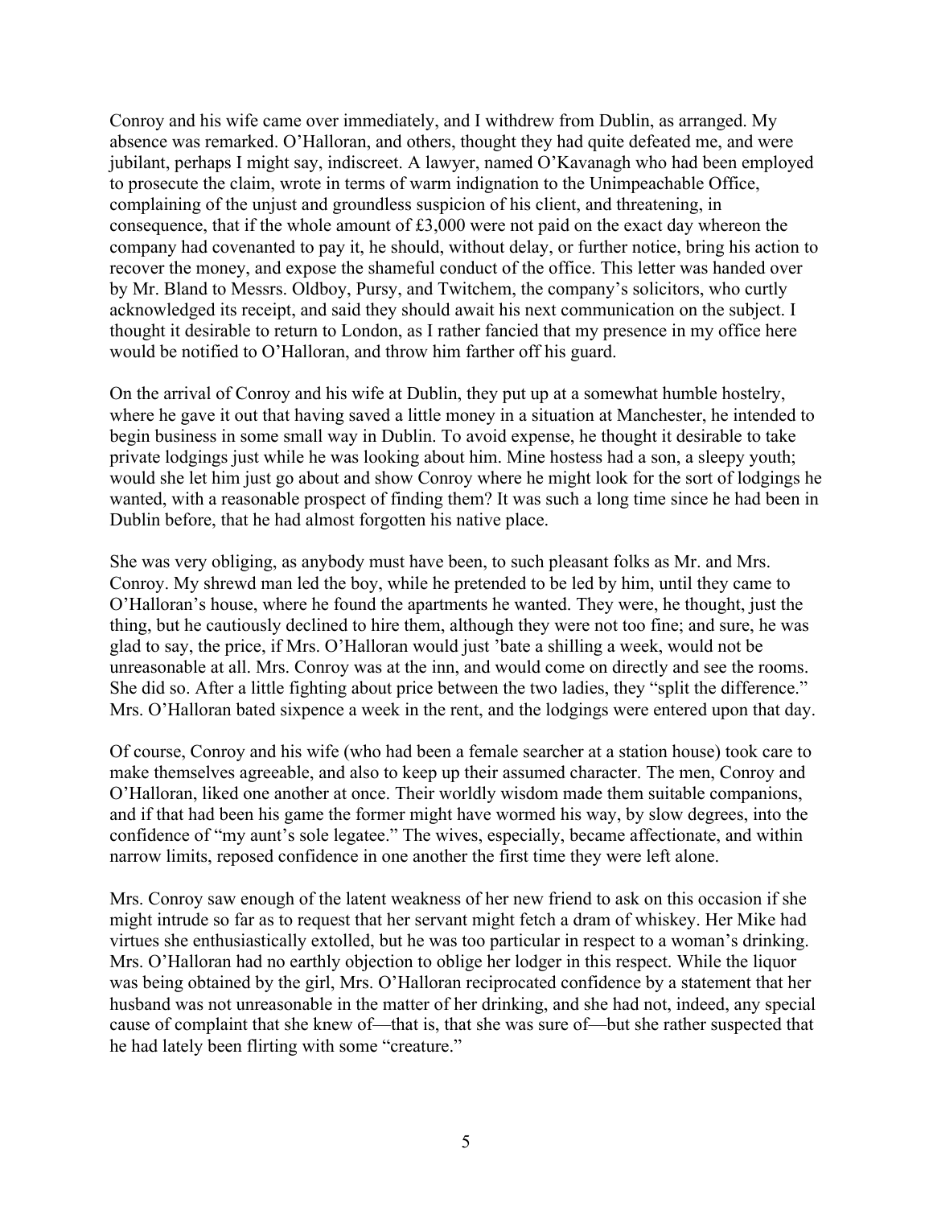Conroy and his wife came over immediately, and I withdrew from Dublin, as arranged. My absence was remarked. O'Halloran, and others, thought they had quite defeated me, and were jubilant, perhaps I might say, indiscreet. A lawyer, named O'Kavanagh who had been employed to prosecute the claim, wrote in terms of warm indignation to the Unimpeachable Office, complaining of the unjust and groundless suspicion of his client, and threatening, in consequence, that if the whole amount of £3,000 were not paid on the exact day whereon the company had covenanted to pay it, he should, without delay, or further notice, bring his action to recover the money, and expose the shameful conduct of the office. This letter was handed over by Mr. Bland to Messrs. Oldboy, Pursy, and Twitchem, the company's solicitors, who curtly acknowledged its receipt, and said they should await his next communication on the subject. I thought it desirable to return to London, as I rather fancied that my presence in my office here would be notified to O'Halloran, and throw him farther off his guard.

On the arrival of Conroy and his wife at Dublin, they put up at a somewhat humble hostelry, where he gave it out that having saved a little money in a situation at Manchester, he intended to begin business in some small way in Dublin. To avoid expense, he thought it desirable to take private lodgings just while he was looking about him. Mine hostess had a son, a sleepy youth; would she let him just go about and show Conroy where he might look for the sort of lodgings he wanted, with a reasonable prospect of finding them? It was such a long time since he had been in Dublin before, that he had almost forgotten his native place.

She was very obliging, as anybody must have been, to such pleasant folks as Mr. and Mrs. Conroy. My shrewd man led the boy, while he pretended to be led by him, until they came to O'Halloran's house, where he found the apartments he wanted. They were, he thought, just the thing, but he cautiously declined to hire them, although they were not too fine; and sure, he was glad to say, the price, if Mrs. O'Halloran would just 'bate a shilling a week, would not be unreasonable at all. Mrs. Conroy was at the inn, and would come on directly and see the rooms. She did so. After a little fighting about price between the two ladies, they "split the difference." Mrs. O'Halloran bated sixpence a week in the rent, and the lodgings were entered upon that day.

Of course, Conroy and his wife (who had been a female searcher at a station house) took care to make themselves agreeable, and also to keep up their assumed character. The men, Conroy and O'Halloran, liked one another at once. Their worldly wisdom made them suitable companions, and if that had been his game the former might have wormed his way, by slow degrees, into the confidence of "my aunt's sole legatee." The wives, especially, became affectionate, and within narrow limits, reposed confidence in one another the first time they were left alone.

Mrs. Conroy saw enough of the latent weakness of her new friend to ask on this occasion if she might intrude so far as to request that her servant might fetch a dram of whiskey. Her Mike had virtues she enthusiastically extolled, but he was too particular in respect to a woman's drinking. Mrs. O'Halloran had no earthly objection to oblige her lodger in this respect. While the liquor was being obtained by the girl, Mrs. O'Halloran reciprocated confidence by a statement that her husband was not unreasonable in the matter of her drinking, and she had not, indeed, any special cause of complaint that she knew of—that is, that she was sure of—but she rather suspected that he had lately been flirting with some "creature."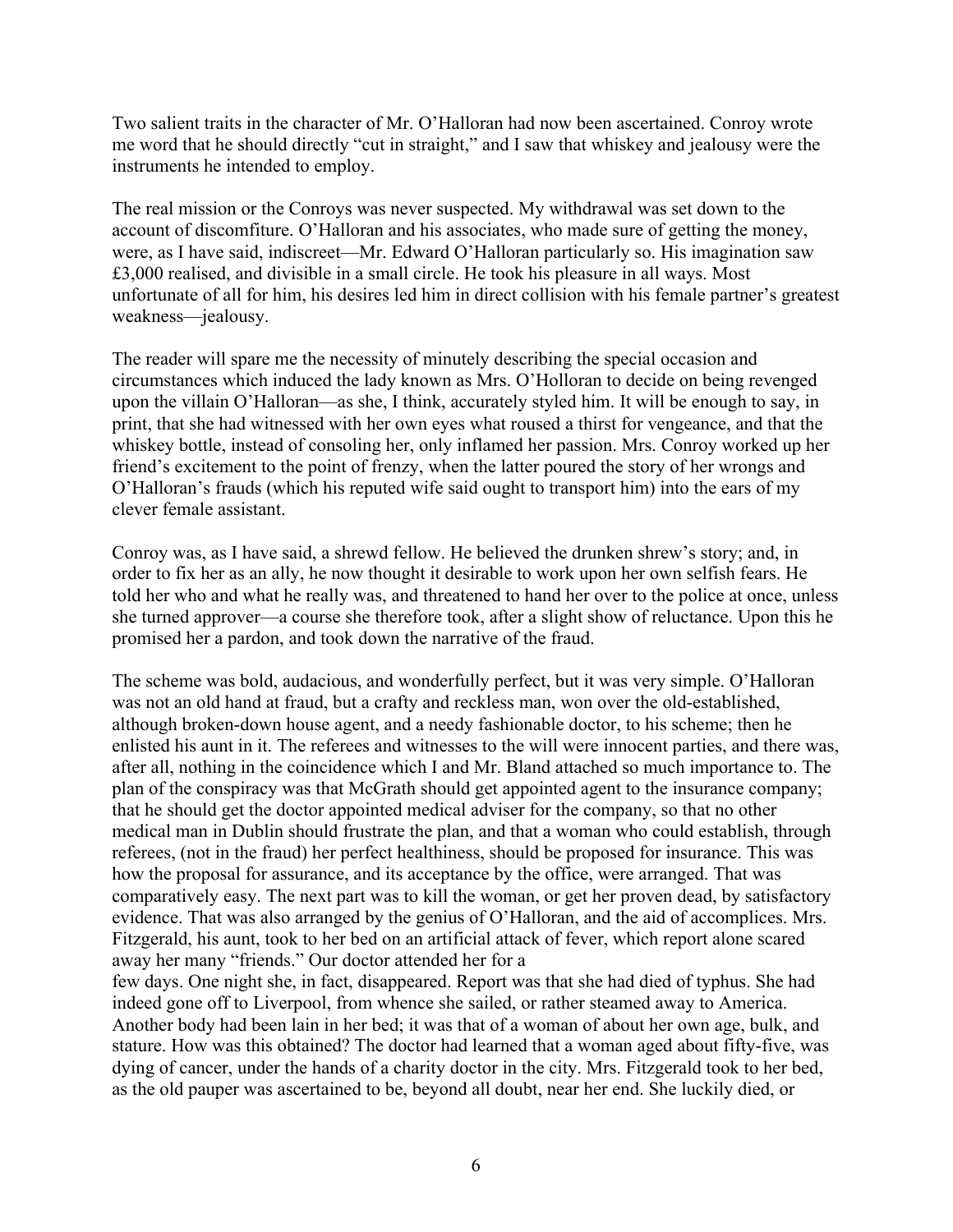Two salient traits in the character of Mr. O'Halloran had now been ascertained. Conroy wrote me word that he should directly "cut in straight," and I saw that whiskey and jealousy were the instruments he intended to employ.

The real mission or the Conroys was never suspected. My withdrawal was set down to the account of discomfiture. O'Halloran and his associates, who made sure of getting the money, were, as I have said, indiscreet—Mr. Edward O'Halloran particularly so. His imagination saw £3,000 realised, and divisible in a small circle. He took his pleasure in all ways. Most unfortunate of all for him, his desires led him in direct collision with his female partner's greatest weakness—jealousy.

The reader will spare me the necessity of minutely describing the special occasion and circumstances which induced the lady known as Mrs. O'Holloran to decide on being revenged upon the villain O'Halloran—as she, I think, accurately styled him. It will be enough to say, in print, that she had witnessed with her own eyes what roused a thirst for vengeance, and that the whiskey bottle, instead of consoling her, only inflamed her passion. Mrs. Conroy worked up her friend's excitement to the point of frenzy, when the latter poured the story of her wrongs and O'Halloran's frauds (which his reputed wife said ought to transport him) into the ears of my clever female assistant.

Conroy was, as I have said, a shrewd fellow. He believed the drunken shrew's story; and, in order to fix her as an ally, he now thought it desirable to work upon her own selfish fears. He told her who and what he really was, and threatened to hand her over to the police at once, unless she turned approver—a course she therefore took, after a slight show of reluctance. Upon this he promised her a pardon, and took down the narrative of the fraud.

The scheme was bold, audacious, and wonderfully perfect, but it was very simple. O'Halloran was not an old hand at fraud, but a crafty and reckless man, won over the old-established, although broken-down house agent, and a needy fashionable doctor, to his scheme; then he enlisted his aunt in it. The referees and witnesses to the will were innocent parties, and there was, after all, nothing in the coincidence which I and Mr. Bland attached so much importance to. The plan of the conspiracy was that McGrath should get appointed agent to the insurance company; that he should get the doctor appointed medical adviser for the company, so that no other medical man in Dublin should frustrate the plan, and that a woman who could establish, through referees, (not in the fraud) her perfect healthiness, should be proposed for insurance. This was how the proposal for assurance, and its acceptance by the office, were arranged. That was comparatively easy. The next part was to kill the woman, or get her proven dead, by satisfactory evidence. That was also arranged by the genius of O'Halloran, and the aid of accomplices. Mrs. Fitzgerald, his aunt, took to her bed on an artificial attack of fever, which report alone scared away her many "friends." Our doctor attended her for a few days. One night she, in fact, disappeared. Report was that she had died of typhus. She had indeed gone off to Liverpool, from whence she sailed, or rather steamed away to America. Another body had been lain in her bed; it was that of a woman of about her own age, bulk, and stature. How was this obtained? The doctor had learned that a woman aged about fifty-five, was dying of cancer, under the hands of a charity doctor in the city. Mrs. Fitzgerald took to her bed, as the old pauper was ascertained to be, beyond all doubt, near her end. She luckily died, or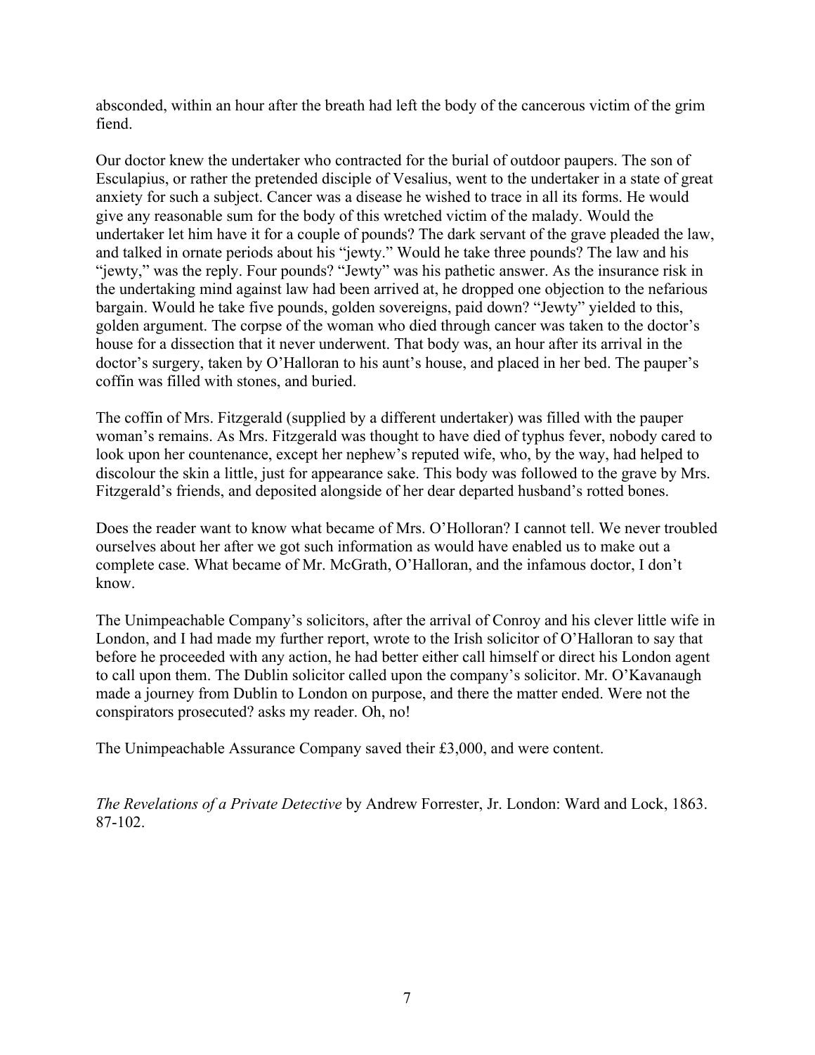absconded, within an hour after the breath had left the body of the cancerous victim of the grim fiend.

Our doctor knew the undertaker who contracted for the burial of outdoor paupers. The son of Esculapius, or rather the pretended disciple of Vesalius, went to the undertaker in a state of great anxiety for such a subject. Cancer was a disease he wished to trace in all its forms. He would give any reasonable sum for the body of this wretched victim of the malady. Would the undertaker let him have it for a couple of pounds? The dark servant of the grave pleaded the law, and talked in ornate periods about his "jewty." Would he take three pounds? The law and his "jewty," was the reply. Four pounds? "Jewty" was his pathetic answer. As the insurance risk in the undertaking mind against law had been arrived at, he dropped one objection to the nefarious bargain. Would he take five pounds, golden sovereigns, paid down? "Jewty" yielded to this, golden argument. The corpse of the woman who died through cancer was taken to the doctor's house for a dissection that it never underwent. That body was, an hour after its arrival in the doctor's surgery, taken by O'Halloran to his aunt's house, and placed in her bed. The pauper's coffin was filled with stones, and buried.

The coffin of Mrs. Fitzgerald (supplied by a different undertaker) was filled with the pauper woman's remains. As Mrs. Fitzgerald was thought to have died of typhus fever, nobody cared to look upon her countenance, except her nephew's reputed wife, who, by the way, had helped to discolour the skin a little, just for appearance sake. This body was followed to the grave by Mrs. Fitzgerald's friends, and deposited alongside of her dear departed husband's rotted bones.

Does the reader want to know what became of Mrs. O'Holloran? I cannot tell. We never troubled ourselves about her after we got such information as would have enabled us to make out a complete case. What became of Mr. McGrath, O'Halloran, and the infamous doctor, I don't know.

The Unimpeachable Company's solicitors, after the arrival of Conroy and his clever little wife in London, and I had made my further report, wrote to the Irish solicitor of O'Halloran to say that before he proceeded with any action, he had better either call himself or direct his London agent to call upon them. The Dublin solicitor called upon the company's solicitor. Mr. O'Kavanaugh made a journey from Dublin to London on purpose, and there the matter ended. Were not the conspirators prosecuted? asks my reader. Oh, no!

The Unimpeachable Assurance Company saved their £3,000, and were content.

*The Revelations of a Private Detective* by Andrew Forrester, Jr. London: Ward and Lock, 1863. 87-102.